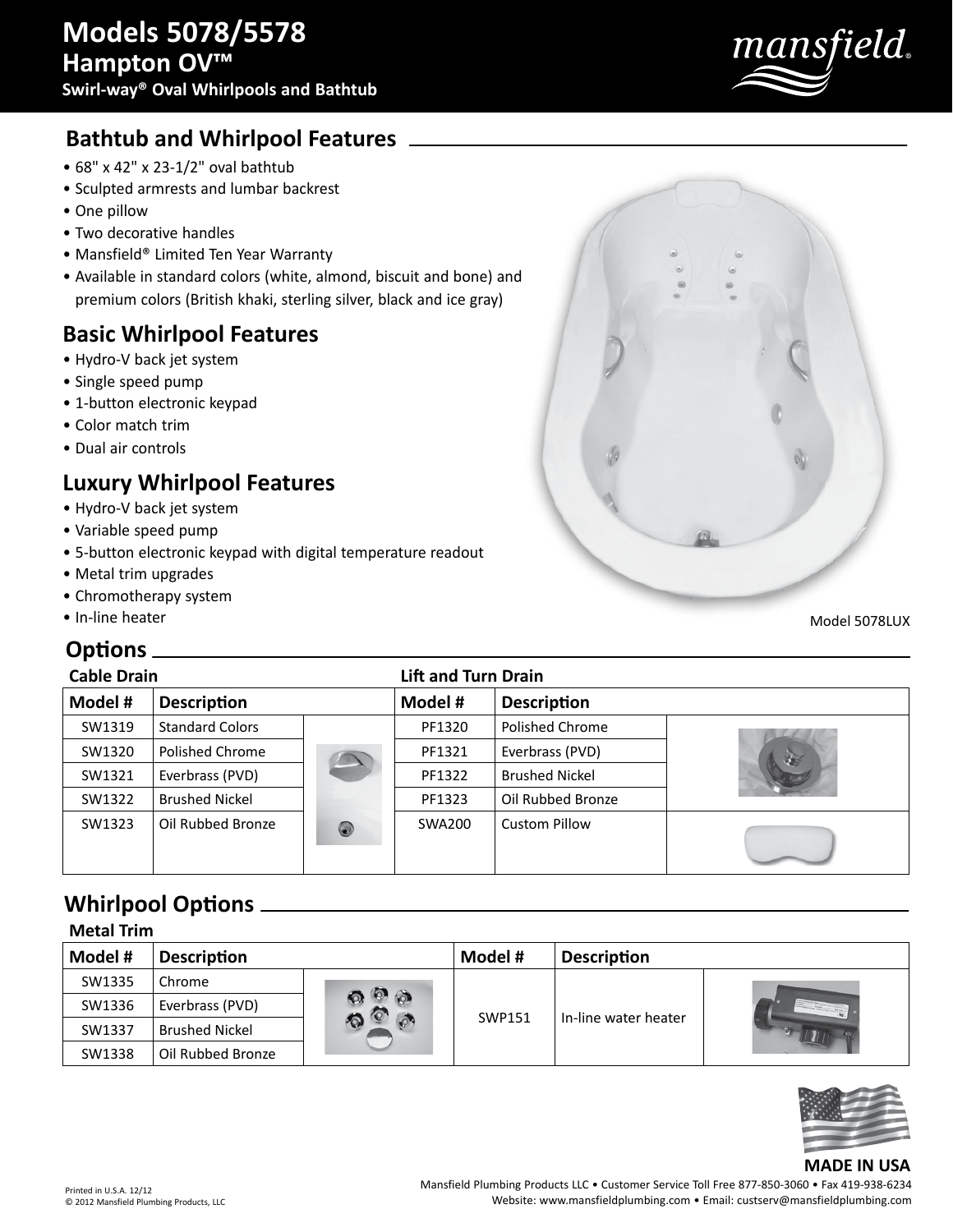# Models 5078/5578

## Hampton OV™

### Swirl-way® Oval Whirlpools and Bathtub

## Bathtub and Whirlpool Features

- 68" x 42" x 23-1/2" oval bathtub
- Sculpted armrests and lumbar backrest
- One pillow
- Two decorative handles
- Mansfield® Limited Ten Year Warranty
- Available in standard colors (white, almond, biscuit and bone) and premium colors (British khaki, sterling silver, black and ice gray)

## Basic Whirlpool Features

- Hydro-V back jet system
- Single speed pump
- 1-button electronic keypad
- Color match trim
- Dual air controls

## Luxury Whirlpool Features

- Hydro-V back jet system
- Variable speed pump
- 5-button electronic keypad with digital temperature readout
- Metal trim upgrades
- Chromotherapy system
- In-line heater

Model 5078LUX

## Options

| Cable Drain | | | Lift and Turn Drain | | |
|---|---|---|---|---|---|
| **Model #** | **Description** | | **Model #** | **Description** | |
| SW1319 | Standard Colors | | PF1320 | Polished Chrome | |
| SW1320 | Polished Chrome | | PF1321 | Everbrass (PVD) | |
| SW1321 | Everbrass (PVD) | | PF1322 | Brushed Nickel | |
| SW1322 | Brushed Nickel | | PF1323 | Oil Rubbed Bronze | |
| SW1323 | Oil Rubbed Bronze | | SWA200 | Custom Pillow | |

## Whirlpool Options

| Metal Trim | | | | | |
|---|---|---|---|---|---|
| **Model #** | **Description** | | **Model #** | **Description** | |
| SW1335 | Chrome | | SWP151 | In-line water heater | |
| SW1336 | Everbrass (PVD) | | | | |
| SW1337 | Brushed Nickel | | | | |
| SW1338 | Oil Rubbed Bronze | | | | |

**MADE IN USA**

Mansfield Plumbing Products LLC • Customer Service Toll Free 877-850-3060 • Fax 419-938-6234
Website: www.mansfieldplumbing.com • Email: custserv@mansfieldplumbing.com

Printed in U.S.A. 12/12
© 2012 Mansfield Plumbing Products, LLC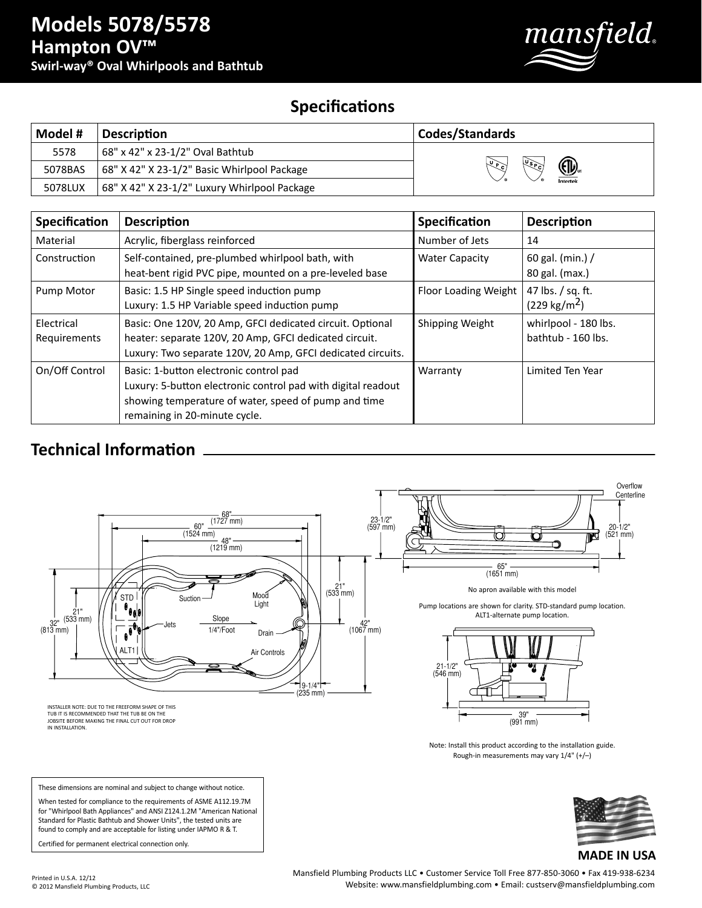# Models 5078/5578

## Hampton OV™

### Swirl-way® Oval Whirlpools and Bathtub

## Specifications

| Model # | Description | Codes/Standards |
|---|---|---|
| 5578 | 68" x 42" x 23-1/2" Oval Bathtub | UPC, USPC, Intertek |
| 5078BAS | 68" X 42" X 23-1/2" Basic Whirlpool Package | |
| 5078LUX | 68" X 42" X 23-1/2" Luxury Whirlpool Package | |

| Specification | Description | Specification | Description |
|---|---|---|---|
| Material | Acrylic, fiberglass reinforced | Number of Jets | 14 |
| Construction | Self-contained, pre-plumbed whirlpool bath, with heat-bent rigid PVC pipe, mounted on a pre-leveled base | Water Capacity | 60 gal. (min.) / 80 gal. (max.) |
| Pump Motor | Basic: 1.5 HP Single speed induction pump<br>Luxury: 1.5 HP Variable speed induction pump | Floor Loading Weight | 47 lbs. / sq. ft. (229 kg/$m^2$) |
| Electrical Requirements | Basic: One 120V, 20 Amp, GFCI dedicated circuit. Optional heater: separate 120V, 20 Amp, GFCI dedicated circuit.<br>Luxury: Two separate 120V, 20 Amp, GFCI dedicated circuits. | Shipping Weight | whirlpool - 180 lbs.<br>bathtub - 160 lbs. |
| On/Off Control | Basic: 1-button electronic control pad<br>Luxury: 5-button electronic control pad with digital readout showing temperature of water, speed of pump and time remaining in 20-minute cycle. | Warranty | Limited Ten Year |

## Technical Information

68" (1727 mm)
60" (1524 mm)
48" (1219 mm)
32" (813 mm)
21" (533 mm)
21" (533 mm)
42" (1067 mm)
9-1/4" (235 mm)
STD
ALT1
Suction
Jets
Mood Light
Slope 1/4"/Foot
Drain
Air Controls

INSTALLER NOTE: DUE TO THE FREEFORM SHAPE OF THIS TUB IT IS RECOMMENDED THAT THE TUB BE ON THE JOBSITE BEFORE MAKING THE FINAL CUT OUT FOR DROP IN INSTALLATION.

Overflow Centerline
23-1/2" (597 mm)
20-1/2" (521 mm)
65" (1651 mm)

No apron available with this model

Pump locations are shown for clarity. STD-standard pump location. ALT1-alternate pump location.

21-1/2" (546 mm)
39" (991 mm)

Note: Install this product according to the installation guide. Rough-in measurements may vary 1/4" (+/–)

These dimensions are nominal and subject to change without notice.

When tested for compliance to the requirements of ASME A112.19.7M for "Whirlpool Bath Appliances" and ANSI Z124.1.2M "American National Standard for Plastic Bathtub and Shower Units", the tested units are found to comply and are acceptable for listing under IAPMO R & T.

Certified for permanent electrical connection only.

**MADE IN USA**

Printed in U.S.A. 12/12
© 2012 Mansfield Plumbing Products, LLC

Mansfield Plumbing Products LLC • Customer Service Toll Free 877-850-3060 • Fax 419-938-6234
Website: www.mansfieldplumbing.com • Email: custserv@mansfieldplumbing.com